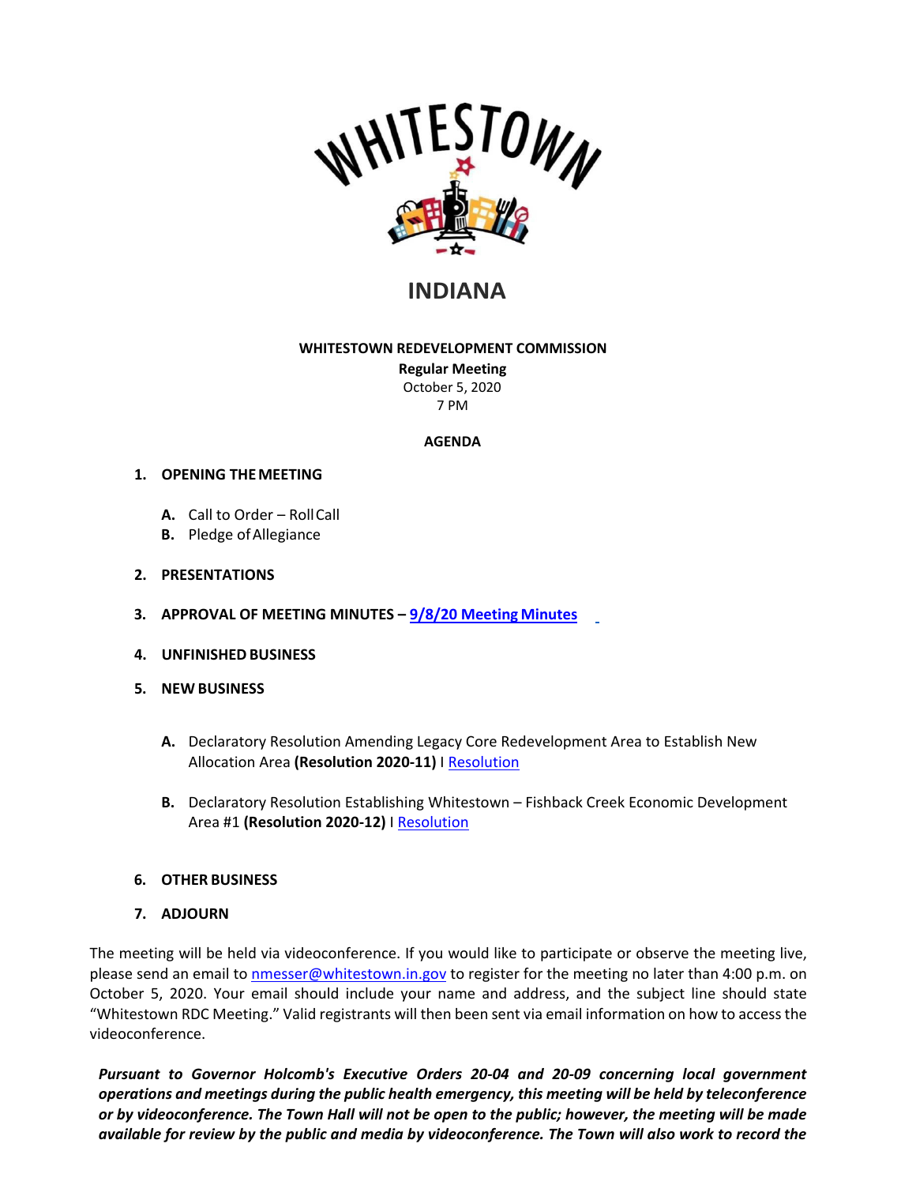WHITESTOWN

INDIANA

**WHITESTOWN REDEVELOPMENT COMMISSION**

**Regular Meeting**

October 5, 2020

7 PM

**AGENDA**

1. **OPENING THE MEETING**

   **A.** Call to Order – Roll Call

   **B.** Pledge of Allegiance

2. **PRESENTATIONS**

3. **APPROVAL OF MEETING MINUTES – 9/8/20 Meeting Minutes**

4. **UNFINISHED BUSINESS**

5. **NEW BUSINESS**

   **A.** Declaratory Resolution Amending Legacy Core Redevelopment Area to Establish New Allocation Area **(Resolution 2020-11)** I Resolution

   **B.** Declaratory Resolution Establishing Whitestown – Fishback Creek Economic Development Area #1 **(Resolution 2020-12)** I Resolution

6. **OTHER BUSINESS**

7. **ADJOURN**

The meeting will be held via videoconference. If you would like to participate or observe the meeting live, please send an email to nmesser@whitestown.in.gov to register for the meeting no later than 4:00 p.m. on October 5, 2020. Your email should include your name and address, and the subject line should state "Whitestown RDC Meeting." Valid registrants will then been sent via email information on how to access the videoconference.

***Pursuant to Governor Holcomb's Executive Orders 20-04 and 20-09 concerning local government operations and meetings during the public health emergency, this meeting will be held by teleconference or by videoconference. The Town Hall will not be open to the public; however, the meeting will be made available for review by the public and media by videoconference. The Town will also work to record the***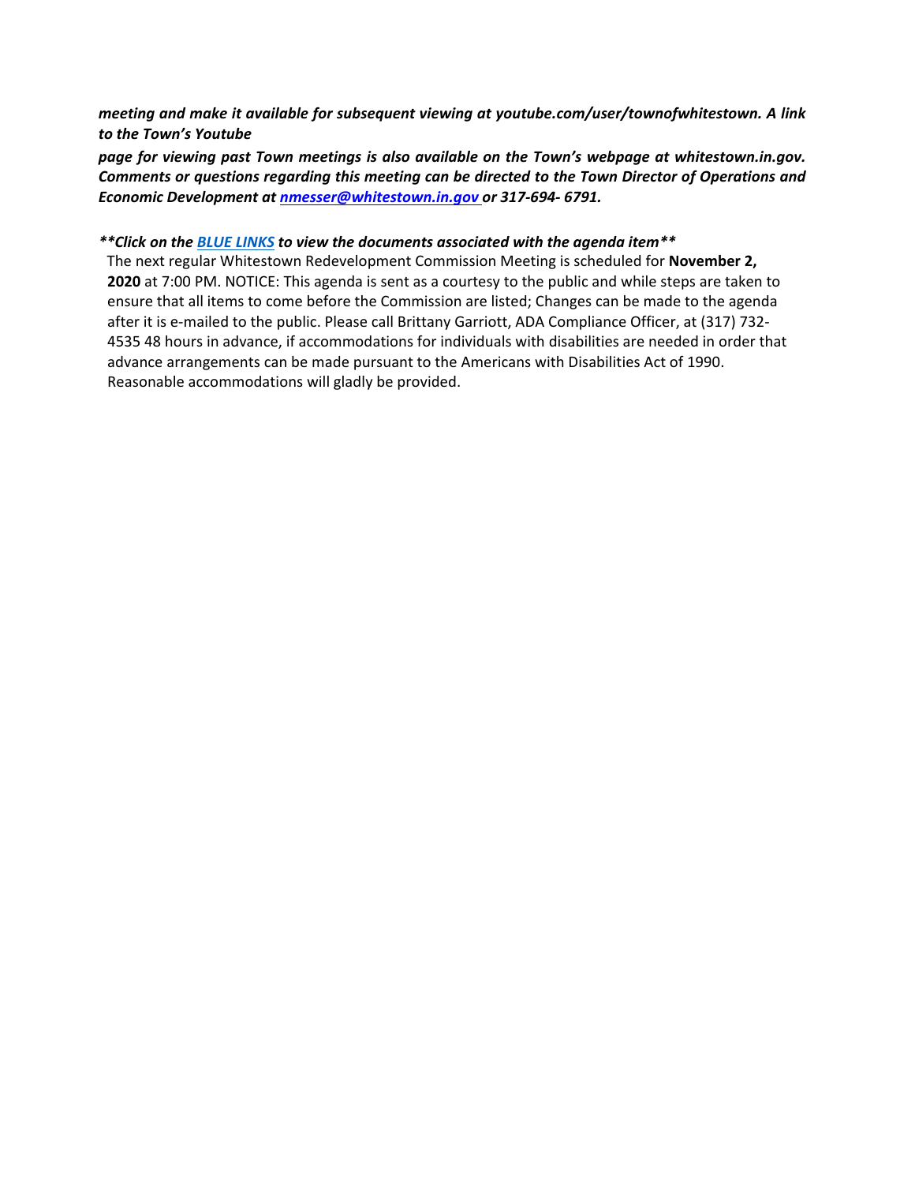***meeting and make it available for subsequent viewing at youtube.com/user/townofwhitestown. A link to the Town's Youtube page for viewing past Town meetings is also available on the Town's webpage at whitestown.in.gov. Comments or questions regarding this meeting can be directed to the Town Director of Operations and Economic Development at nmesser@whitestown.in.gov or 317-694- 6791.***

***\*\*Click on the BLUE LINKS to view the documents associated with the agenda item\*\****

The next regular Whitestown Redevelopment Commission Meeting is scheduled for **November 2, 2020** at 7:00 PM. NOTICE: This agenda is sent as a courtesy to the public and while steps are taken to ensure that all items to come before the Commission are listed; Changes can be made to the agenda after it is e-mailed to the public. Please call Brittany Garriott, ADA Compliance Officer, at (317) 732-4535 48 hours in advance, if accommodations for individuals with disabilities are needed in order that advance arrangements can be made pursuant to the Americans with Disabilities Act of 1990. Reasonable accommodations will gladly be provided.